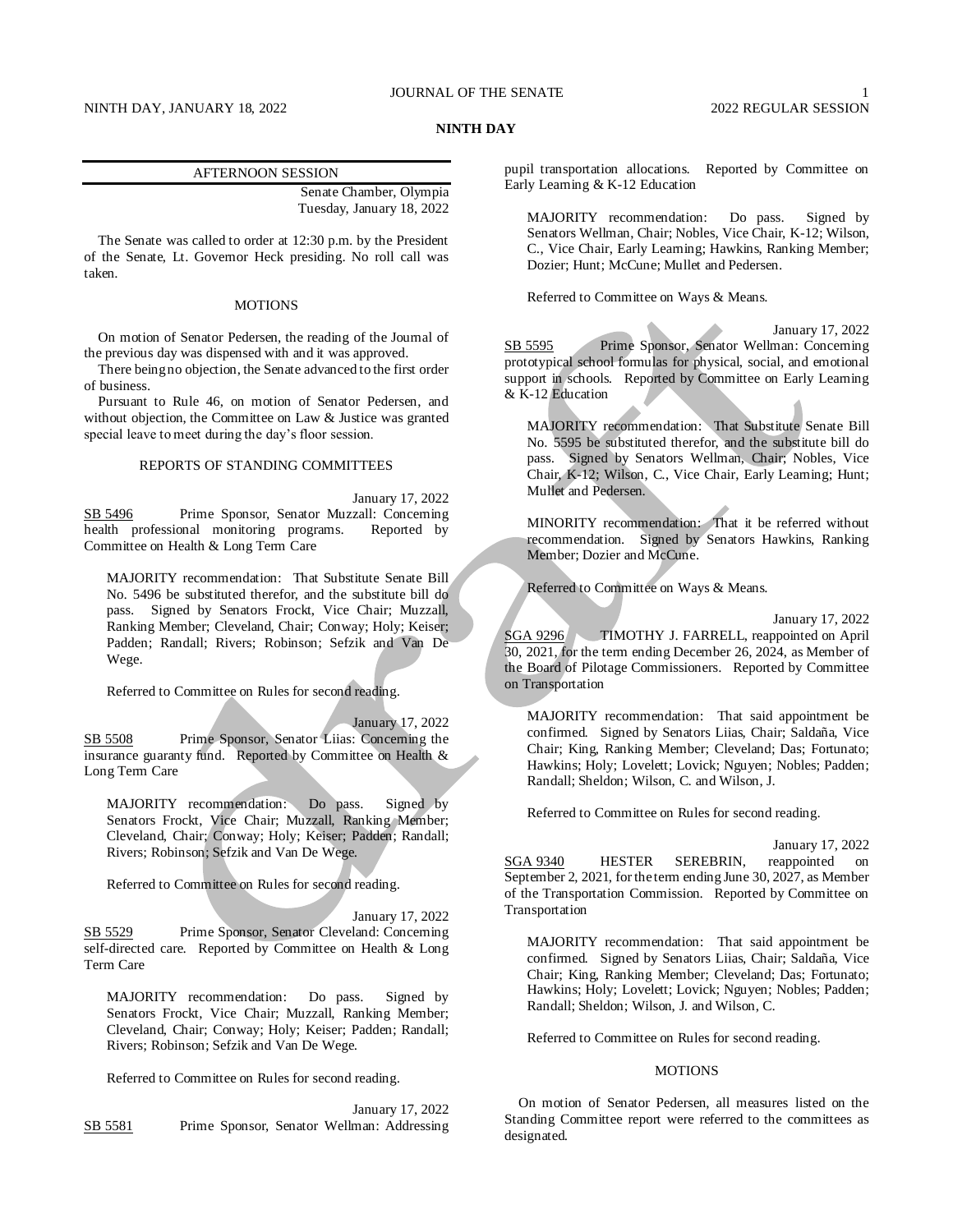# NINTH DAY

## AFTERNOON SESSION

Senate Chamber, Olympia
Tuesday, January 18, 2022

The Senate was called to order at 12:30 p.m. by the President of the Senate, Lt. Governor Heck presiding. No roll call was taken.

### MOTIONS

On motion of Senator Pedersen, the reading of the Journal of the previous day was dispensed with and it was approved.

There being no objection, the Senate advanced to the first order of business.

Pursuant to Rule 46, on motion of Senator Pedersen, and without objection, the Committee on Law & Justice was granted special leave to meet during the day's floor session.

### REPORTS OF STANDING COMMITTEES

January 17, 2022

SB 5496 Prime Sponsor, Senator Muzzall: Concerning health professional monitoring programs. Reported by Committee on Health & Long Term Care

MAJORITY recommendation: That Substitute Senate Bill No. 5496 be substituted therefor, and the substitute bill do pass. Signed by Senators Frockt, Vice Chair; Muzzall, Ranking Member; Cleveland, Chair; Conway; Holy; Keiser; Padden; Randall; Rivers; Robinson; Sefzik and Van De Wege.

Referred to Committee on Rules for second reading.

January 17, 2022

SB 5508 Prime Sponsor, Senator Liias: Concerning the insurance guaranty fund. Reported by Committee on Health & Long Term Care

MAJORITY recommendation: Do pass. Signed by Senators Frockt, Vice Chair; Muzzall, Ranking Member; Cleveland, Chair; Conway; Holy; Keiser; Padden; Randall; Rivers; Robinson; Sefzik and Van De Wege.

Referred to Committee on Rules for second reading.

January 17, 2022

SB 5529 Prime Sponsor, Senator Cleveland: Concerning self-directed care. Reported by Committee on Health & Long Term Care

MAJORITY recommendation: Do pass. Signed by Senators Frockt, Vice Chair; Muzzall, Ranking Member; Cleveland, Chair; Conway; Holy; Keiser; Padden; Randall; Rivers; Robinson; Sefzik and Van De Wege.

Referred to Committee on Rules for second reading.

January 17, 2022

SB 5581 Prime Sponsor, Senator Wellman: Addressing pupil transportation allocations. Reported by Committee on Early Learning & K-12 Education

MAJORITY recommendation: Do pass. Signed by Senators Wellman, Chair; Nobles, Vice Chair, K-12; Wilson, C., Vice Chair, Early Learning; Hawkins, Ranking Member; Dozier; Hunt; McCune; Mullet and Pedersen.

Referred to Committee on Ways & Means.

January 17, 2022

SB 5595 Prime Sponsor, Senator Wellman: Concerning prototypical school formulas for physical, social, and emotional support in schools. Reported by Committee on Early Learning & K-12 Education

MAJORITY recommendation: That Substitute Senate Bill No. 5595 be substituted therefor, and the substitute bill do pass. Signed by Senators Wellman, Chair; Nobles, Vice Chair, K-12; Wilson, C., Vice Chair, Early Learning; Hunt; Mullet and Pedersen.

MINORITY recommendation: That it be referred without recommendation. Signed by Senators Hawkins, Ranking Member; Dozier and McCune.

Referred to Committee on Ways & Means.

January 17, 2022

SGA 9296 TIMOTHY J. FARRELL, reappointed on April 30, 2021, for the term ending December 26, 2024, as Member of the Board of Pilotage Commissioners. Reported by Committee on Transportation

MAJORITY recommendation: That said appointment be confirmed. Signed by Senators Liias, Chair; Saldaña, Vice Chair; King, Ranking Member; Cleveland; Das; Fortunato; Hawkins; Holy; Lovelett; Lovick; Nguyen; Nobles; Padden; Randall; Sheldon; Wilson, C. and Wilson, J.

Referred to Committee on Rules for second reading.

January 17, 2022

SGA 9340 HESTER SEREBRIN, reappointed on September 2, 2021, for the term ending June 30, 2027, as Member of the Transportation Commission. Reported by Committee on Transportation

MAJORITY recommendation: That said appointment be confirmed. Signed by Senators Liias, Chair; Saldaña, Vice Chair; King, Ranking Member; Cleveland; Das; Fortunato; Hawkins; Holy; Lovelett; Lovick; Nguyen; Nobles; Padden; Randall; Sheldon; Wilson, J. and Wilson, C.

Referred to Committee on Rules for second reading.

### MOTIONS

On motion of Senator Pedersen, all measures listed on the Standing Committee report were referred to the committees as designated.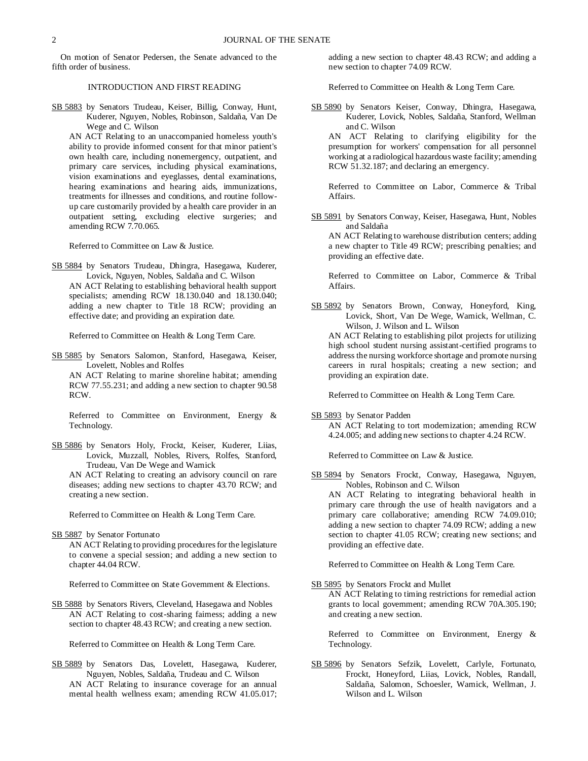On motion of Senator Pedersen, the Senate advanced to the fifth order of business.

INTRODUCTION AND FIRST READING

SB 5883 by Senators Trudeau, Keiser, Billig, Conway, Hunt, Kuderer, Nguyen, Nobles, Robinson, Saldaña, Van De Wege and C. Wilson

AN ACT Relating to an unaccompanied homeless youth's ability to provide informed consent for that minor patient's own health care, including nonemergency, outpatient, and primary care services, including physical examinations, vision examinations and eyeglasses, dental examinations, hearing examinations and hearing aids, immunizations, treatments for illnesses and conditions, and routine follow-up care customarily provided by a health care provider in an outpatient setting, excluding elective surgeries; and amending RCW 7.70.065.

Referred to Committee on Law & Justice.

SB 5884 by Senators Trudeau, Dhingra, Hasegawa, Kuderer, Lovick, Nguyen, Nobles, Saldaña and C. Wilson

AN ACT Relating to establishing behavioral health support specialists; amending RCW 18.130.040 and 18.130.040; adding a new chapter to Title 18 RCW; providing an effective date; and providing an expiration date.

Referred to Committee on Health & Long Term Care.

SB 5885 by Senators Salomon, Stanford, Hasegawa, Keiser, Lovelett, Nobles and Rolfes

AN ACT Relating to marine shoreline habitat; amending RCW 77.55.231; and adding a new section to chapter 90.58 RCW.

Referred to Committee on Environment, Energy & Technology.

SB 5886 by Senators Holy, Frockt, Keiser, Kuderer, Liias, Lovick, Muzzall, Nobles, Rivers, Rolfes, Stanford, Trudeau, Van De Wege and Warnick

AN ACT Relating to creating an advisory council on rare diseases; adding new sections to chapter 43.70 RCW; and creating a new section.

Referred to Committee on Health & Long Term Care.

SB 5887 by Senator Fortunato

AN ACT Relating to providing procedures for the legislature to convene a special session; and adding a new section to chapter 44.04 RCW.

Referred to Committee on State Government & Elections.

SB 5888 by Senators Rivers, Cleveland, Hasegawa and Nobles

AN ACT Relating to cost-sharing fairness; adding a new section to chapter 48.43 RCW; and creating a new section.

Referred to Committee on Health & Long Term Care.

SB 5889 by Senators Das, Lovelett, Hasegawa, Kuderer, Nguyen, Nobles, Saldaña, Trudeau and C. Wilson

AN ACT Relating to insurance coverage for an annual mental health wellness exam; amending RCW 41.05.017; adding a new section to chapter 48.43 RCW; and adding a new section to chapter 74.09 RCW.

Referred to Committee on Health & Long Term Care.

SB 5890 by Senators Keiser, Conway, Dhingra, Hasegawa, Kuderer, Lovick, Nobles, Saldaña, Stanford, Wellman and C. Wilson

AN ACT Relating to clarifying eligibility for the presumption for workers' compensation for all personnel working at a radiological hazardous waste facility; amending RCW 51.32.187; and declaring an emergency.

Referred to Committee on Labor, Commerce & Tribal Affairs.

SB 5891 by Senators Conway, Keiser, Hasegawa, Hunt, Nobles and Saldaña

AN ACT Relating to warehouse distribution centers; adding a new chapter to Title 49 RCW; prescribing penalties; and providing an effective date.

Referred to Committee on Labor, Commerce & Tribal Affairs.

SB 5892 by Senators Brown, Conway, Honeyford, King, Lovick, Short, Van De Wege, Warnick, Wellman, C. Wilson, J. Wilson and L. Wilson

AN ACT Relating to establishing pilot projects for utilizing high school student nursing assistant-certified programs to address the nursing workforce shortage and promote nursing careers in rural hospitals; creating a new section; and providing an expiration date.

Referred to Committee on Health & Long Term Care.

SB 5893 by Senator Padden

AN ACT Relating to tort modernization; amending RCW 4.24.005; and adding new sections to chapter 4.24 RCW.

Referred to Committee on Law & Justice.

SB 5894 by Senators Frockt, Conway, Hasegawa, Nguyen, Nobles, Robinson and C. Wilson

AN ACT Relating to integrating behavioral health in primary care through the use of health navigators and a primary care collaborative; amending RCW 74.09.010; adding a new section to chapter 74.09 RCW; adding a new section to chapter 41.05 RCW; creating new sections; and providing an effective date.

Referred to Committee on Health & Long Term Care.

SB 5895 by Senators Frockt and Mullet

AN ACT Relating to timing restrictions for remedial action grants to local government; amending RCW 70A.305.190; and creating a new section.

Referred to Committee on Environment, Energy & Technology.

SB 5896 by Senators Sefzik, Lovelett, Carlyle, Fortunato, Frockt, Honeyford, Liias, Lovick, Nobles, Randall, Saldaña, Salomon, Schoesler, Warnick, Wellman, J. Wilson and L. Wilson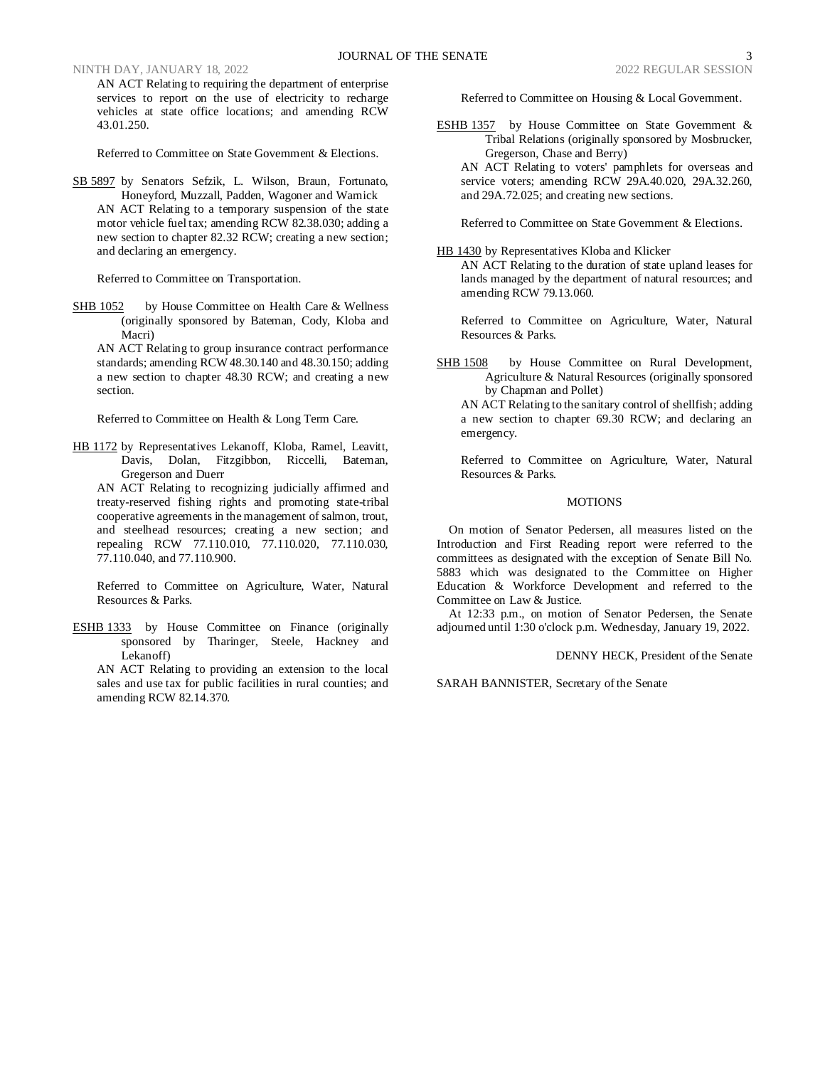AN ACT Relating to requiring the department of enterprise services to report on the use of electricity to recharge vehicles at state office locations; and amending RCW 43.01.250.

Referred to Committee on State Government & Elections.

SB 5897 by Senators Sefzik, L. Wilson, Braun, Fortunato, Honeyford, Muzzall, Padden, Wagoner and Warnick

AN ACT Relating to a temporary suspension of the state motor vehicle fuel tax; amending RCW 82.38.030; adding a new section to chapter 82.32 RCW; creating a new section; and declaring an emergency.

Referred to Committee on Transportation.

SHB 1052 by House Committee on Health Care & Wellness (originally sponsored by Bateman, Cody, Kloba and Macri)

AN ACT Relating to group insurance contract performance standards; amending RCW 48.30.140 and 48.30.150; adding a new section to chapter 48.30 RCW; and creating a new section.

Referred to Committee on Health & Long Term Care.

HB 1172 by Representatives Lekanoff, Kloba, Ramel, Leavitt, Davis, Dolan, Fitzgibbon, Riccelli, Bateman, Gregerson and Duerr

AN ACT Relating to recognizing judicially affirmed and treaty-reserved fishing rights and promoting state-tribal cooperative agreements in the management of salmon, trout, and steelhead resources; creating a new section; and repealing RCW 77.110.010, 77.110.020, 77.110.030, 77.110.040, and 77.110.900.

Referred to Committee on Agriculture, Water, Natural Resources & Parks.

ESHB 1333 by House Committee on Finance (originally sponsored by Tharinger, Steele, Hackney and Lekanoff)

AN ACT Relating to providing an extension to the local sales and use tax for public facilities in rural counties; and amending RCW 82.14.370.

Referred to Committee on Housing & Local Government.

ESHB 1357 by House Committee on State Government & Tribal Relations (originally sponsored by Mosbrucker, Gregerson, Chase and Berry)

AN ACT Relating to voters' pamphlets for overseas and service voters; amending RCW 29A.40.020, 29A.32.260, and 29A.72.025; and creating new sections.

Referred to Committee on State Government & Elections.

HB 1430 by Representatives Kloba and Klicker

AN ACT Relating to the duration of state upland leases for lands managed by the department of natural resources; and amending RCW 79.13.060.

Referred to Committee on Agriculture, Water, Natural Resources & Parks.

SHB 1508 by House Committee on Rural Development, Agriculture & Natural Resources (originally sponsored by Chapman and Pollet)

AN ACT Relating to the sanitary control of shellfish; adding a new section to chapter 69.30 RCW; and declaring an emergency.

Referred to Committee on Agriculture, Water, Natural Resources & Parks.

## MOTIONS

On motion of Senator Pedersen, all measures listed on the Introduction and First Reading report were referred to the committees as designated with the exception of Senate Bill No. 5883 which was designated to the Committee on Higher Education & Workforce Development and referred to the Committee on Law & Justice.

At 12:33 p.m., on motion of Senator Pedersen, the Senate adjourned until 1:30 o'clock p.m. Wednesday, January 19, 2022.

DENNY HECK, President of the Senate

SARAH BANNISTER, Secretary of the Senate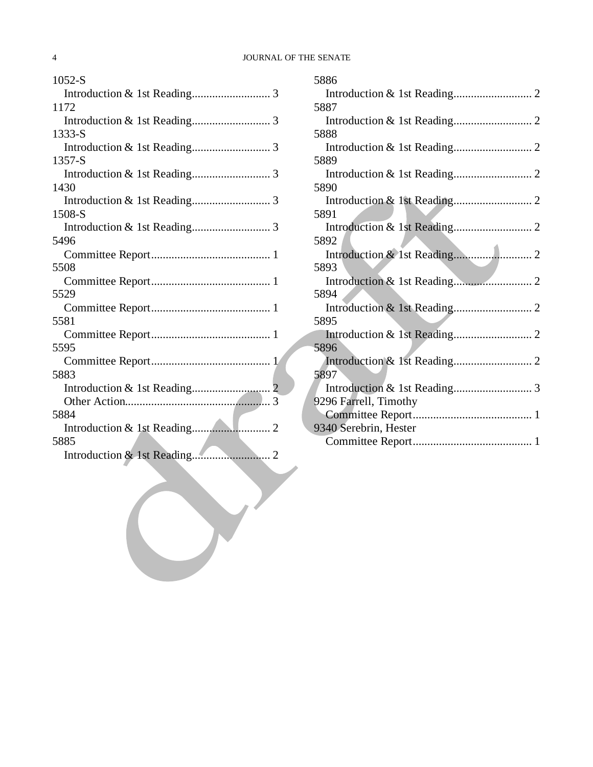1052-S
  Introduction & 1st Reading........................... 3
1172
  Introduction & 1st Reading........................... 3
1333-S
  Introduction & 1st Reading........................... 3
1357-S
  Introduction & 1st Reading........................... 3
1430
  Introduction & 1st Reading........................... 3
1508-S
  Introduction & 1st Reading........................... 3
5496
  Committee Report......................................... 1
5508
  Committee Report......................................... 1
5529
  Committee Report......................................... 1
5581
  Committee Report......................................... 1
5595
  Committee Report......................................... 1
5883
  Introduction & 1st Reading........................... 2
  Other Action................................................. 3
5884
  Introduction & 1st Reading........................... 2
5885
  Introduction & 1st Reading........................... 2
5886
  Introduction & 1st Reading........................... 2
5887
  Introduction & 1st Reading........................... 2
5888
  Introduction & 1st Reading........................... 2
5889
  Introduction & 1st Reading........................... 2
5890
  Introduction & 1st Reading........................... 2
5891
  Introduction & 1st Reading........................... 2
5892
  Introduction & 1st Reading........................... 2
5893
  Introduction & 1st Reading........................... 2
5894
  Introduction & 1st Reading........................... 2
5895
  Introduction & 1st Reading........................... 2
5896
  Introduction & 1st Reading........................... 2
5897
  Introduction & 1st Reading........................... 3
9296 Farrell, Timothy
  Committee Report......................................... 1
9340 Serebrin, Hester
  Committee Report......................................... 1